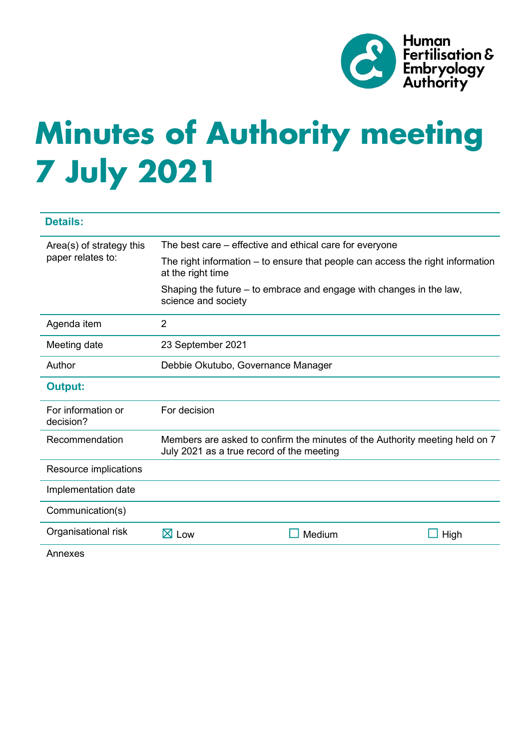Human Fertilisation & Embryology Authority

# Minutes of Authority meeting 7 July 2021

| **Details:** | | | |
|---|---|---|---|
| Area(s) of strategy this paper relates to: | The best care – effective and ethical care for everyone<br>The right information – to ensure that people can access the right information at the right time<br>Shaping the future – to embrace and engage with changes in the law, science and society | | |
| Agenda item | 2 | | |
| Meeting date | 23 September 2021 | | |
| Author | Debbie Okutubo, Governance Manager | | |
| **Output:** | | | |
| For information or decision? | For decision | | |
| Recommendation | Members are asked to confirm the minutes of the Authority meeting held on 7 July 2021 as a true record of the meeting | | |
| Resource implications | | | |
| Implementation date | | | |
| Communication(s) | | | |
| Organisational risk | ☒ Low | ☐ Medium | ☐ High |
| Annexes | | | |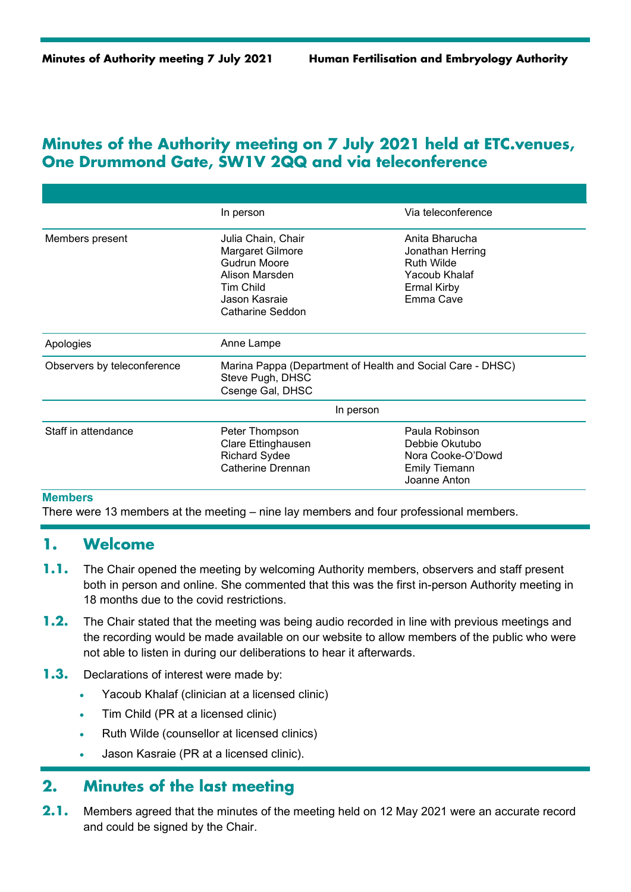# Minutes of the Authority meeting on 7 July 2021 held at ETC.venues, One Drummond Gate, SW1V 2QQ and via teleconference

| | In person | Via teleconference |
|---|---|---|
| Members present | Julia Chain, Chair<br>Margaret Gilmore<br>Gudrun Moore<br>Alison Marsden<br>Tim Child<br>Jason Kasraie<br>Catharine Seddon | Anita Bharucha<br>Jonathan Herring<br>Ruth Wilde<br>Yacoub Khalaf<br>Ermal Kirby<br>Emma Cave |
| Apologies | Anne Lampe | |
| Observers by teleconference | Marina Pappa (Department of Health and Social Care - DHSC)<br>Steve Pugh, DHSC<br>Csenge Gal, DHSC | |
| | In person | |
| Staff in attendance | Peter Thompson<br>Clare Ettinghausen<br>Richard Sydee<br>Catherine Drennan | Paula Robinson<br>Debbie Okutubo<br>Nora Cooke-O'Dowd<br>Emily Tiemann<br>Joanne Anton |

**Members**

There were 13 members at the meeting – nine lay members and four professional members.

## 1. Welcome

**1.1.** The Chair opened the meeting by welcoming Authority members, observers and staff present both in person and online. She commented that this was the first in-person Authority meeting in 18 months due to the covid restrictions.

**1.2.** The Chair stated that the meeting was being audio recorded in line with previous meetings and the recording would be made available on our website to allow members of the public who were not able to listen in during our deliberations to hear it afterwards.

**1.3.** Declarations of interest were made by:

- Yacoub Khalaf (clinician at a licensed clinic)
- Tim Child (PR at a licensed clinic)
- Ruth Wilde (counsellor at licensed clinics)
- Jason Kasraie (PR at a licensed clinic).

## 2. Minutes of the last meeting

**2.1.** Members agreed that the minutes of the meeting held on 12 May 2021 were an accurate record and could be signed by the Chair.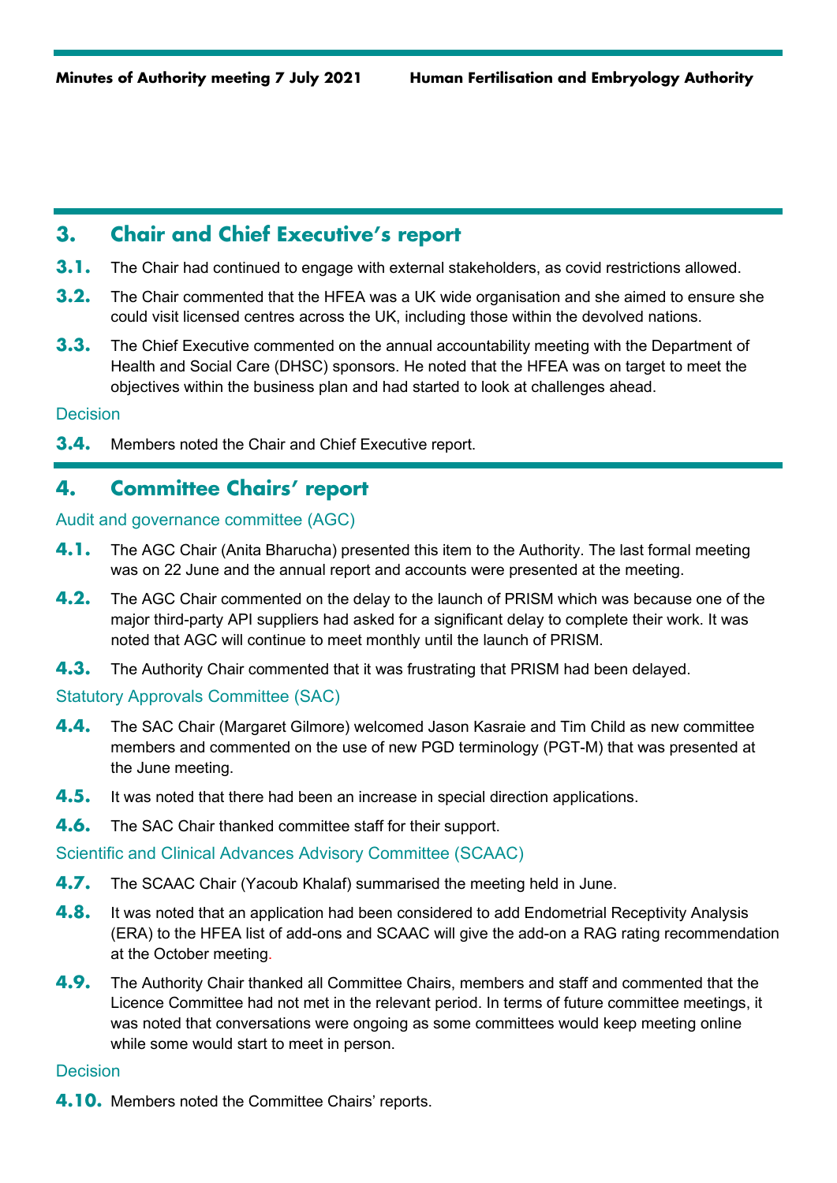## 3. Chair and Chief Executive's report

**3.1.** The Chair had continued to engage with external stakeholders, as covid restrictions allowed.

**3.2.** The Chair commented that the HFEA was a UK wide organisation and she aimed to ensure she could visit licensed centres across the UK, including those within the devolved nations.

**3.3.** The Chief Executive commented on the annual accountability meeting with the Department of Health and Social Care (DHSC) sponsors. He noted that the HFEA was on target to meet the objectives within the business plan and had started to look at challenges ahead.

### Decision

**3.4.** Members noted the Chair and Chief Executive report.

## 4. Committee Chairs' report

### Audit and governance committee (AGC)

**4.1.** The AGC Chair (Anita Bharucha) presented this item to the Authority. The last formal meeting was on 22 June and the annual report and accounts were presented at the meeting.

**4.2.** The AGC Chair commented on the delay to the launch of PRISM which was because one of the major third-party API suppliers had asked for a significant delay to complete their work. It was noted that AGC will continue to meet monthly until the launch of PRISM.

**4.3.** The Authority Chair commented that it was frustrating that PRISM had been delayed.

### Statutory Approvals Committee (SAC)

**4.4.** The SAC Chair (Margaret Gilmore) welcomed Jason Kasraie and Tim Child as new committee members and commented on the use of new PGD terminology (PGT-M) that was presented at the June meeting.

**4.5.** It was noted that there had been an increase in special direction applications.

**4.6.** The SAC Chair thanked committee staff for their support.

### Scientific and Clinical Advances Advisory Committee (SCAAC)

**4.7.** The SCAAC Chair (Yacoub Khalaf) summarised the meeting held in June.

**4.8.** It was noted that an application had been considered to add Endometrial Receptivity Analysis (ERA) to the HFEA list of add-ons and SCAAC will give the add-on a RAG rating recommendation at the October meeting.

**4.9.** The Authority Chair thanked all Committee Chairs, members and staff and commented that the Licence Committee had not met in the relevant period. In terms of future committee meetings, it was noted that conversations were ongoing as some committees would keep meeting online while some would start to meet in person.

### Decision

**4.10.** Members noted the Committee Chairs' reports.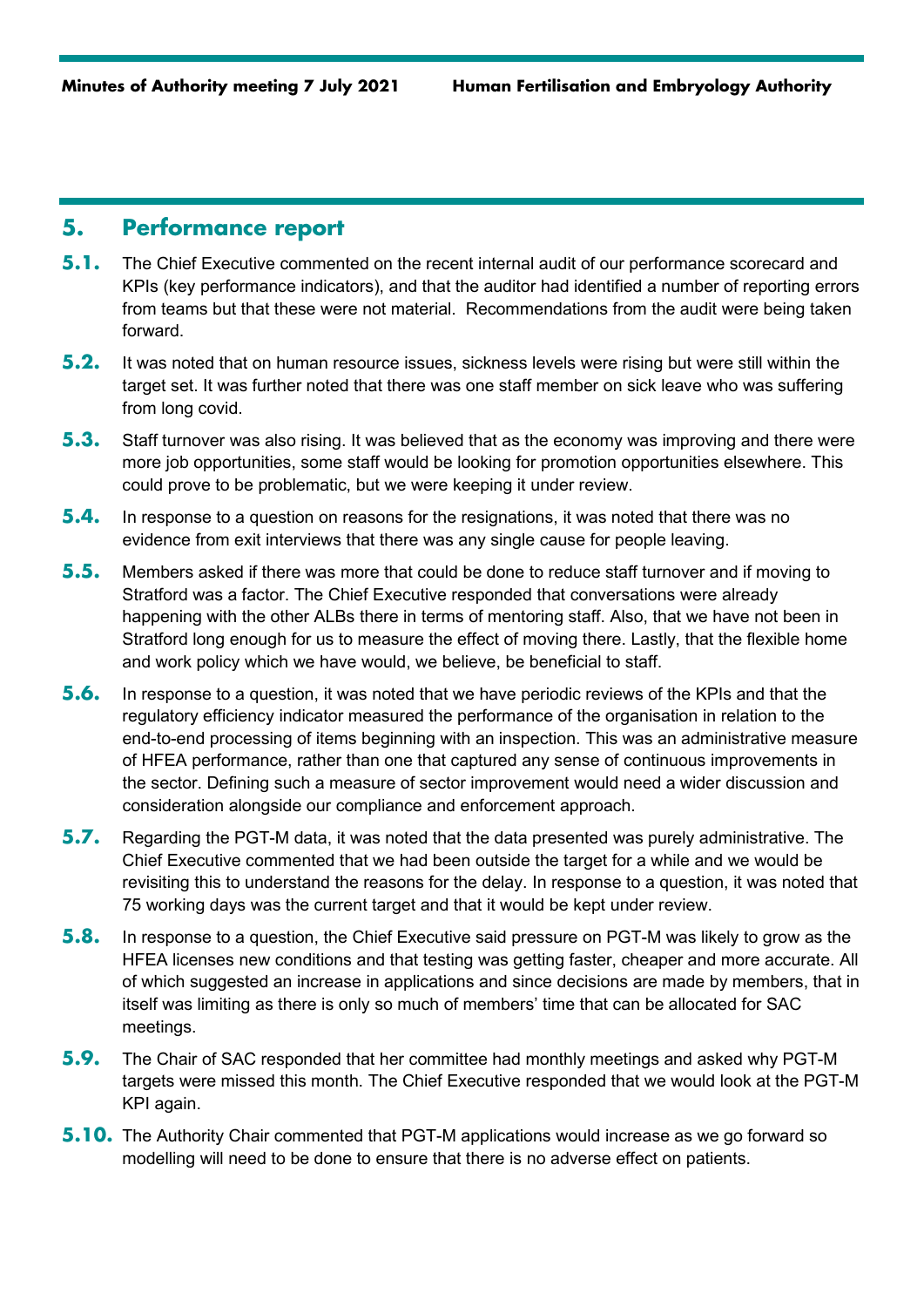## 5. Performance report

**5.1.** The Chief Executive commented on the recent internal audit of our performance scorecard and KPIs (key performance indicators), and that the auditor had identified a number of reporting errors from teams but that these were not material. Recommendations from the audit were being taken forward.

**5.2.** It was noted that on human resource issues, sickness levels were rising but were still within the target set. It was further noted that there was one staff member on sick leave who was suffering from long covid.

**5.3.** Staff turnover was also rising. It was believed that as the economy was improving and there were more job opportunities, some staff would be looking for promotion opportunities elsewhere. This could prove to be problematic, but we were keeping it under review.

**5.4.** In response to a question on reasons for the resignations, it was noted that there was no evidence from exit interviews that there was any single cause for people leaving.

**5.5.** Members asked if there was more that could be done to reduce staff turnover and if moving to Stratford was a factor. The Chief Executive responded that conversations were already happening with the other ALBs there in terms of mentoring staff. Also, that we have not been in Stratford long enough for us to measure the effect of moving there. Lastly, that the flexible home and work policy which we have would, we believe, be beneficial to staff.

**5.6.** In response to a question, it was noted that we have periodic reviews of the KPIs and that the regulatory efficiency indicator measured the performance of the organisation in relation to the end-to-end processing of items beginning with an inspection. This was an administrative measure of HFEA performance, rather than one that captured any sense of continuous improvements in the sector. Defining such a measure of sector improvement would need a wider discussion and consideration alongside our compliance and enforcement approach.

**5.7.** Regarding the PGT-M data, it was noted that the data presented was purely administrative. The Chief Executive commented that we had been outside the target for a while and we would be revisiting this to understand the reasons for the delay. In response to a question, it was noted that 75 working days was the current target and that it would be kept under review.

**5.8.** In response to a question, the Chief Executive said pressure on PGT-M was likely to grow as the HFEA licenses new conditions and that testing was getting faster, cheaper and more accurate. All of which suggested an increase in applications and since decisions are made by members, that in itself was limiting as there is only so much of members' time that can be allocated for SAC meetings.

**5.9.** The Chair of SAC responded that her committee had monthly meetings and asked why PGT-M targets were missed this month. The Chief Executive responded that we would look at the PGT-M KPI again.

**5.10.** The Authority Chair commented that PGT-M applications would increase as we go forward so modelling will need to be done to ensure that there is no adverse effect on patients.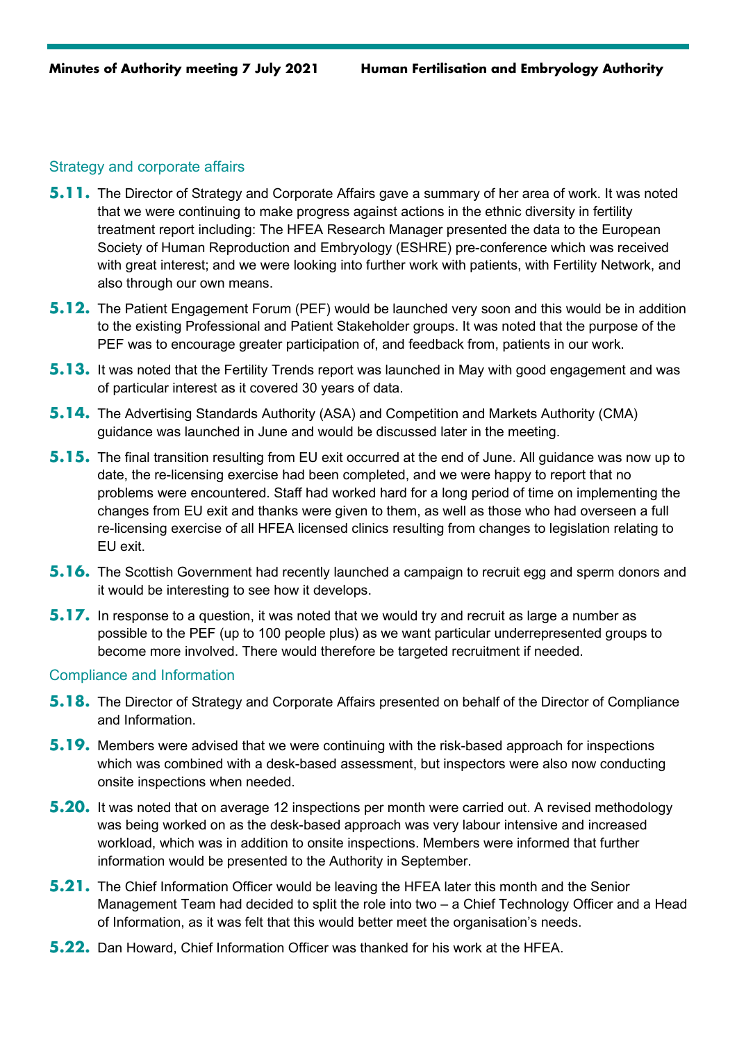## Strategy and corporate affairs

**5.11.** The Director of Strategy and Corporate Affairs gave a summary of her area of work. It was noted that we were continuing to make progress against actions in the ethnic diversity in fertility treatment report including: The HFEA Research Manager presented the data to the European Society of Human Reproduction and Embryology (ESHRE) pre-conference which was received with great interest; and we were looking into further work with patients, with Fertility Network, and also through our own means.

**5.12.** The Patient Engagement Forum (PEF) would be launched very soon and this would be in addition to the existing Professional and Patient Stakeholder groups. It was noted that the purpose of the PEF was to encourage greater participation of, and feedback from, patients in our work.

**5.13.** It was noted that the Fertility Trends report was launched in May with good engagement and was of particular interest as it covered 30 years of data.

**5.14.** The Advertising Standards Authority (ASA) and Competition and Markets Authority (CMA) guidance was launched in June and would be discussed later in the meeting.

**5.15.** The final transition resulting from EU exit occurred at the end of June. All guidance was now up to date, the re-licensing exercise had been completed, and we were happy to report that no problems were encountered. Staff had worked hard for a long period of time on implementing the changes from EU exit and thanks were given to them, as well as those who had overseen a full re-licensing exercise of all HFEA licensed clinics resulting from changes to legislation relating to EU exit.

**5.16.** The Scottish Government had recently launched a campaign to recruit egg and sperm donors and it would be interesting to see how it develops.

**5.17.** In response to a question, it was noted that we would try and recruit as large a number as possible to the PEF (up to 100 people plus) as we want particular underrepresented groups to become more involved. There would therefore be targeted recruitment if needed.

## Compliance and Information

**5.18.** The Director of Strategy and Corporate Affairs presented on behalf of the Director of Compliance and Information.

**5.19.** Members were advised that we were continuing with the risk-based approach for inspections which was combined with a desk-based assessment, but inspectors were also now conducting onsite inspections when needed.

**5.20.** It was noted that on average 12 inspections per month were carried out. A revised methodology was being worked on as the desk-based approach was very labour intensive and increased workload, which was in addition to onsite inspections. Members were informed that further information would be presented to the Authority in September.

**5.21.** The Chief Information Officer would be leaving the HFEA later this month and the Senior Management Team had decided to split the role into two – a Chief Technology Officer and a Head of Information, as it was felt that this would better meet the organisation's needs.

**5.22.** Dan Howard, Chief Information Officer was thanked for his work at the HFEA.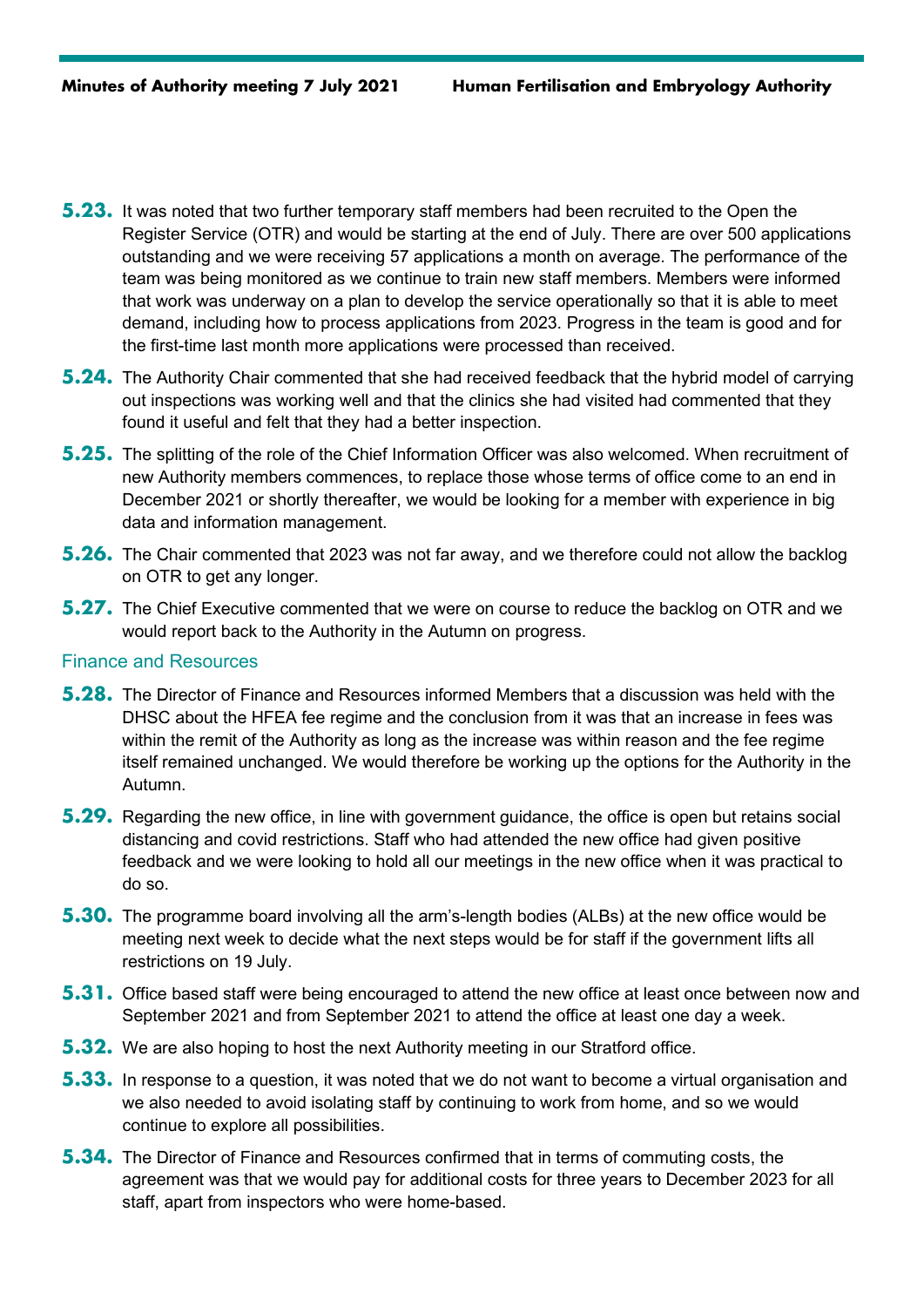**5.23.** It was noted that two further temporary staff members had been recruited to the Open the Register Service (OTR) and would be starting at the end of July. There are over 500 applications outstanding and we were receiving 57 applications a month on average. The performance of the team was being monitored as we continue to train new staff members. Members were informed that work was underway on a plan to develop the service operationally so that it is able to meet demand, including how to process applications from 2023. Progress in the team is good and for the first-time last month more applications were processed than received.

**5.24.** The Authority Chair commented that she had received feedback that the hybrid model of carrying out inspections was working well and that the clinics she had visited had commented that they found it useful and felt that they had a better inspection.

**5.25.** The splitting of the role of the Chief Information Officer was also welcomed. When recruitment of new Authority members commences, to replace those whose terms of office come to an end in December 2021 or shortly thereafter, we would be looking for a member with experience in big data and information management.

**5.26.** The Chair commented that 2023 was not far away, and we therefore could not allow the backlog on OTR to get any longer.

**5.27.** The Chief Executive commented that we were on course to reduce the backlog on OTR and we would report back to the Authority in the Autumn on progress.

## Finance and Resources

**5.28.** The Director of Finance and Resources informed Members that a discussion was held with the DHSC about the HFEA fee regime and the conclusion from it was that an increase in fees was within the remit of the Authority as long as the increase was within reason and the fee regime itself remained unchanged. We would therefore be working up the options for the Authority in the Autumn.

**5.29.** Regarding the new office, in line with government guidance, the office is open but retains social distancing and covid restrictions. Staff who had attended the new office had given positive feedback and we were looking to hold all our meetings in the new office when it was practical to do so.

**5.30.** The programme board involving all the arm's-length bodies (ALBs) at the new office would be meeting next week to decide what the next steps would be for staff if the government lifts all restrictions on 19 July.

**5.31.** Office based staff were being encouraged to attend the new office at least once between now and September 2021 and from September 2021 to attend the office at least one day a week.

**5.32.** We are also hoping to host the next Authority meeting in our Stratford office.

**5.33.** In response to a question, it was noted that we do not want to become a virtual organisation and we also needed to avoid isolating staff by continuing to work from home, and so we would continue to explore all possibilities.

**5.34.** The Director of Finance and Resources confirmed that in terms of commuting costs, the agreement was that we would pay for additional costs for three years to December 2023 for all staff, apart from inspectors who were home-based.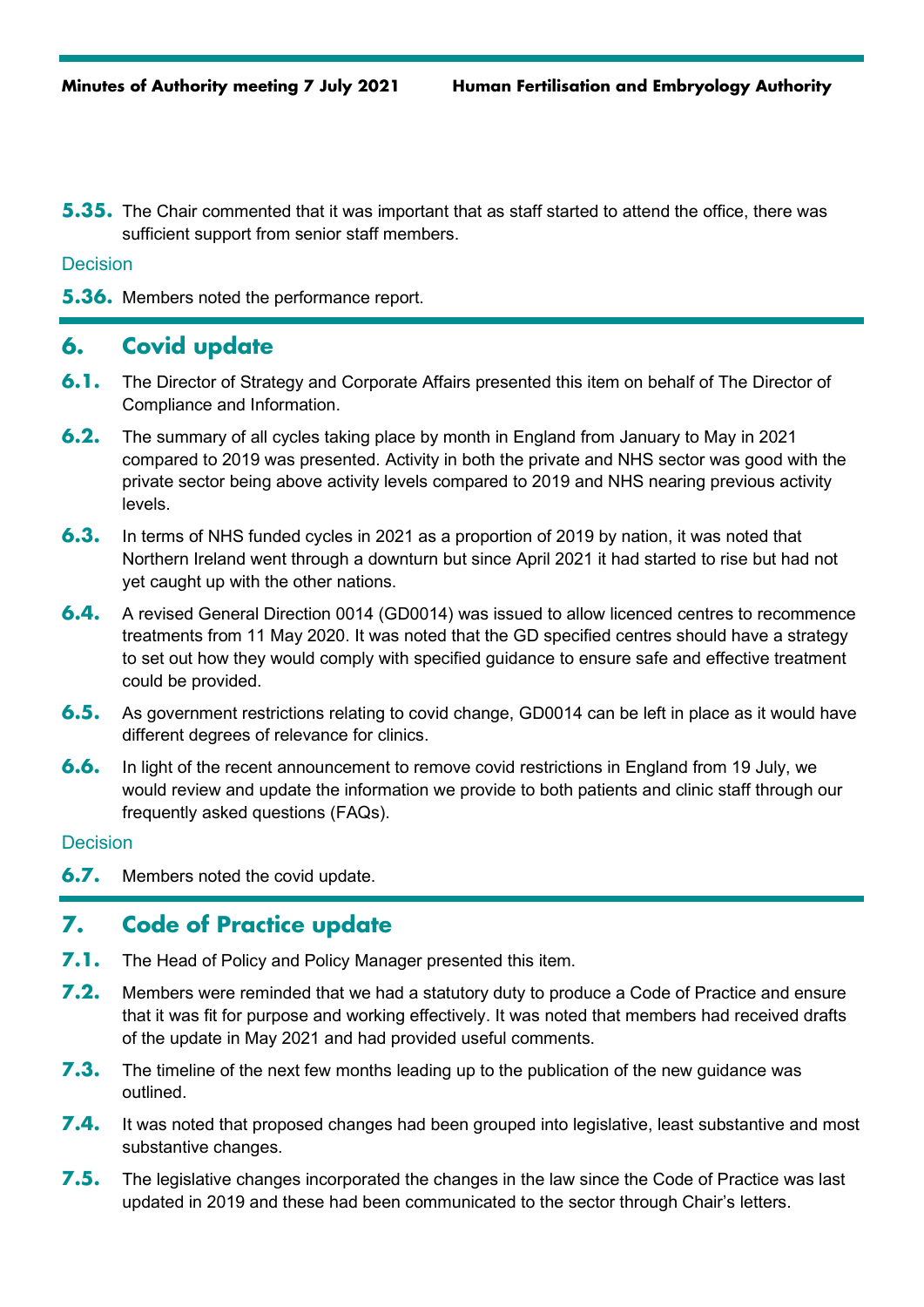**5.35.** The Chair commented that it was important that as staff started to attend the office, there was sufficient support from senior staff members.

Decision

**5.36.** Members noted the performance report.

## 6. Covid update

**6.1.** The Director of Strategy and Corporate Affairs presented this item on behalf of The Director of Compliance and Information.

**6.2.** The summary of all cycles taking place by month in England from January to May in 2021 compared to 2019 was presented. Activity in both the private and NHS sector was good with the private sector being above activity levels compared to 2019 and NHS nearing previous activity levels.

**6.3.** In terms of NHS funded cycles in 2021 as a proportion of 2019 by nation, it was noted that Northern Ireland went through a downturn but since April 2021 it had started to rise but had not yet caught up with the other nations.

**6.4.** A revised General Direction 0014 (GD0014) was issued to allow licenced centres to recommence treatments from 11 May 2020. It was noted that the GD specified centres should have a strategy to set out how they would comply with specified guidance to ensure safe and effective treatment could be provided.

**6.5.** As government restrictions relating to covid change, GD0014 can be left in place as it would have different degrees of relevance for clinics.

**6.6.** In light of the recent announcement to remove covid restrictions in England from 19 July, we would review and update the information we provide to both patients and clinic staff through our frequently asked questions (FAQs).

Decision

**6.7.** Members noted the covid update.

## 7. Code of Practice update

**7.1.** The Head of Policy and Policy Manager presented this item.

**7.2.** Members were reminded that we had a statutory duty to produce a Code of Practice and ensure that it was fit for purpose and working effectively. It was noted that members had received drafts of the update in May 2021 and had provided useful comments.

**7.3.** The timeline of the next few months leading up to the publication of the new guidance was outlined.

**7.4.** It was noted that proposed changes had been grouped into legislative, least substantive and most substantive changes.

**7.5.** The legislative changes incorporated the changes in the law since the Code of Practice was last updated in 2019 and these had been communicated to the sector through Chair's letters.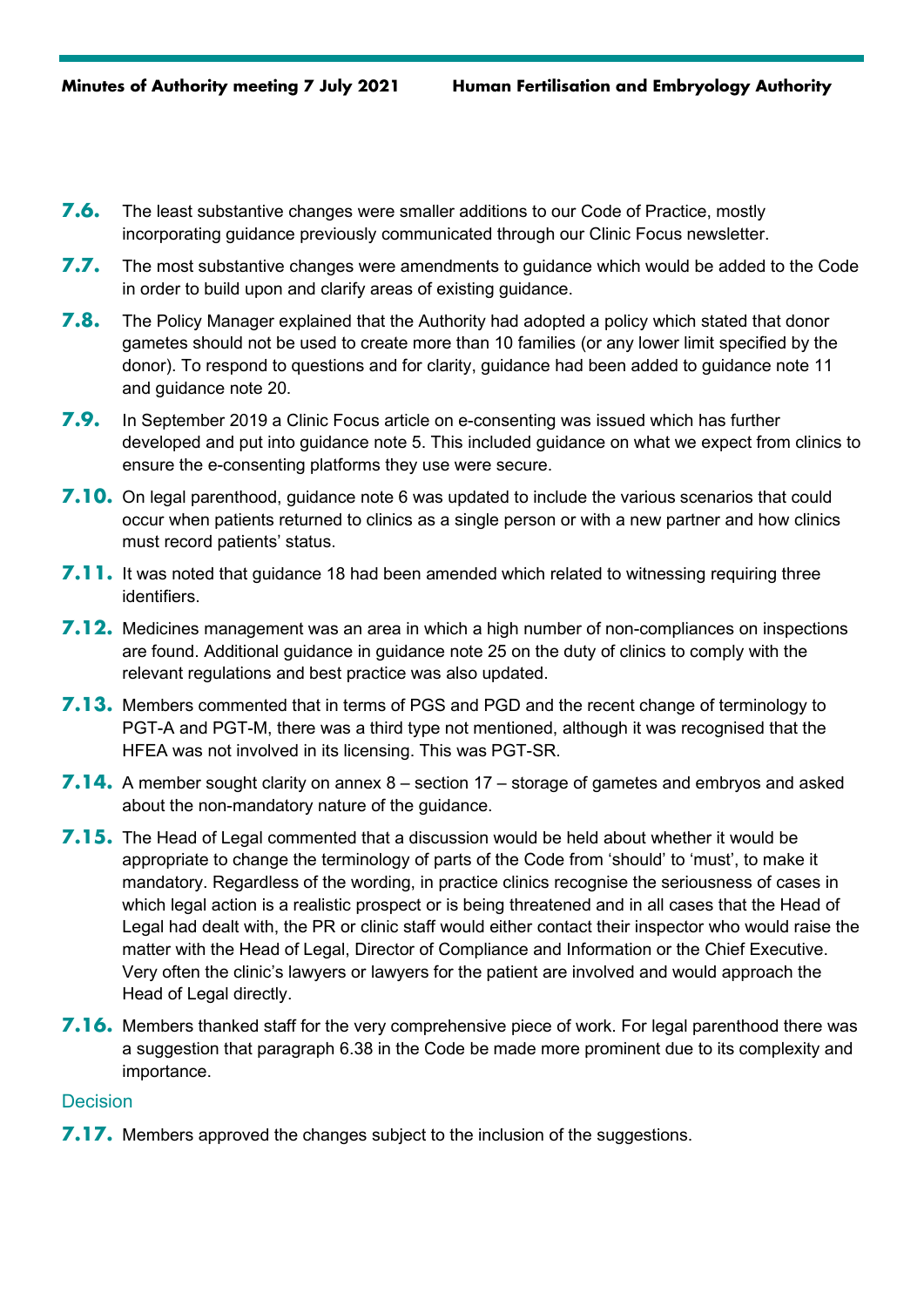**7.6.** The least substantive changes were smaller additions to our Code of Practice, mostly incorporating guidance previously communicated through our Clinic Focus newsletter.

**7.7.** The most substantive changes were amendments to guidance which would be added to the Code in order to build upon and clarify areas of existing guidance.

**7.8.** The Policy Manager explained that the Authority had adopted a policy which stated that donor gametes should not be used to create more than 10 families (or any lower limit specified by the donor). To respond to questions and for clarity, guidance had been added to guidance note 11 and guidance note 20.

**7.9.** In September 2019 a Clinic Focus article on e-consenting was issued which has further developed and put into guidance note 5. This included guidance on what we expect from clinics to ensure the e-consenting platforms they use were secure.

**7.10.** On legal parenthood, guidance note 6 was updated to include the various scenarios that could occur when patients returned to clinics as a single person or with a new partner and how clinics must record patients' status.

**7.11.** It was noted that guidance 18 had been amended which related to witnessing requiring three identifiers.

**7.12.** Medicines management was an area in which a high number of non-compliances on inspections are found. Additional guidance in guidance note 25 on the duty of clinics to comply with the relevant regulations and best practice was also updated.

**7.13.** Members commented that in terms of PGS and PGD and the recent change of terminology to PGT-A and PGT-M, there was a third type not mentioned, although it was recognised that the HFEA was not involved in its licensing. This was PGT-SR.

**7.14.** A member sought clarity on annex 8 – section 17 – storage of gametes and embryos and asked about the non-mandatory nature of the guidance.

**7.15.** The Head of Legal commented that a discussion would be held about whether it would be appropriate to change the terminology of parts of the Code from 'should' to 'must', to make it mandatory. Regardless of the wording, in practice clinics recognise the seriousness of cases in which legal action is a realistic prospect or is being threatened and in all cases that the Head of Legal had dealt with, the PR or clinic staff would either contact their inspector who would raise the matter with the Head of Legal, Director of Compliance and Information or the Chief Executive. Very often the clinic's lawyers or lawyers for the patient are involved and would approach the Head of Legal directly.

**7.16.** Members thanked staff for the very comprehensive piece of work. For legal parenthood there was a suggestion that paragraph 6.38 in the Code be made more prominent due to its complexity and importance.

### Decision

**7.17.** Members approved the changes subject to the inclusion of the suggestions.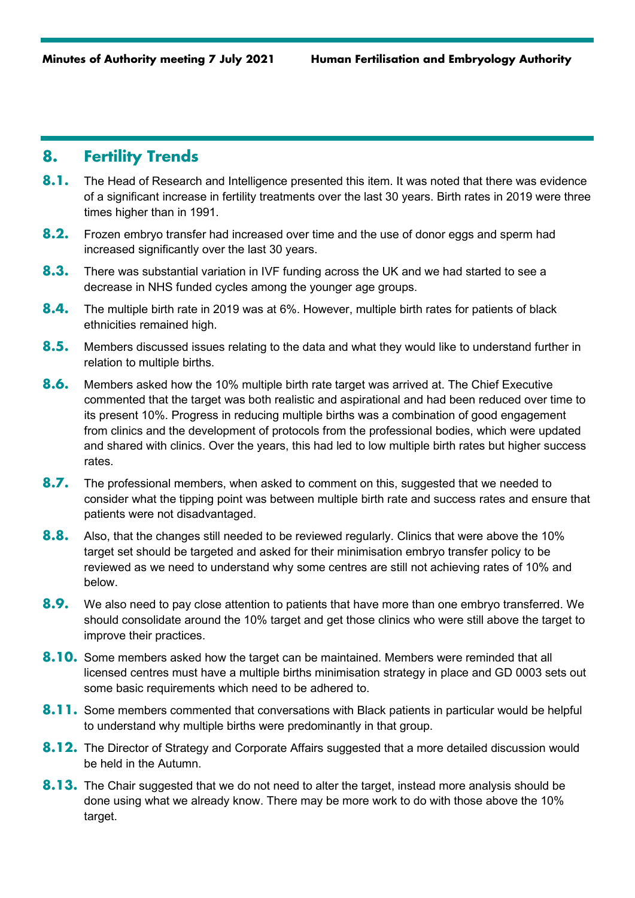## 8. Fertility Trends

**8.1.** The Head of Research and Intelligence presented this item. It was noted that there was evidence of a significant increase in fertility treatments over the last 30 years. Birth rates in 2019 were three times higher than in 1991.

**8.2.** Frozen embryo transfer had increased over time and the use of donor eggs and sperm had increased significantly over the last 30 years.

**8.3.** There was substantial variation in IVF funding across the UK and we had started to see a decrease in NHS funded cycles among the younger age groups.

**8.4.** The multiple birth rate in 2019 was at 6%. However, multiple birth rates for patients of black ethnicities remained high.

**8.5.** Members discussed issues relating to the data and what they would like to understand further in relation to multiple births.

**8.6.** Members asked how the 10% multiple birth rate target was arrived at. The Chief Executive commented that the target was both realistic and aspirational and had been reduced over time to its present 10%. Progress in reducing multiple births was a combination of good engagement from clinics and the development of protocols from the professional bodies, which were updated and shared with clinics. Over the years, this had led to low multiple birth rates but higher success rates.

**8.7.** The professional members, when asked to comment on this, suggested that we needed to consider what the tipping point was between multiple birth rate and success rates and ensure that patients were not disadvantaged.

**8.8.** Also, that the changes still needed to be reviewed regularly. Clinics that were above the 10% target set should be targeted and asked for their minimisation embryo transfer policy to be reviewed as we need to understand why some centres are still not achieving rates of 10% and below.

**8.9.** We also need to pay close attention to patients that have more than one embryo transferred. We should consolidate around the 10% target and get those clinics who were still above the target to improve their practices.

**8.10.** Some members asked how the target can be maintained. Members were reminded that all licensed centres must have a multiple births minimisation strategy in place and GD 0003 sets out some basic requirements which need to be adhered to.

**8.11.** Some members commented that conversations with Black patients in particular would be helpful to understand why multiple births were predominantly in that group.

**8.12.** The Director of Strategy and Corporate Affairs suggested that a more detailed discussion would be held in the Autumn.

**8.13.** The Chair suggested that we do not need to alter the target, instead more analysis should be done using what we already know. There may be more work to do with those above the 10% target.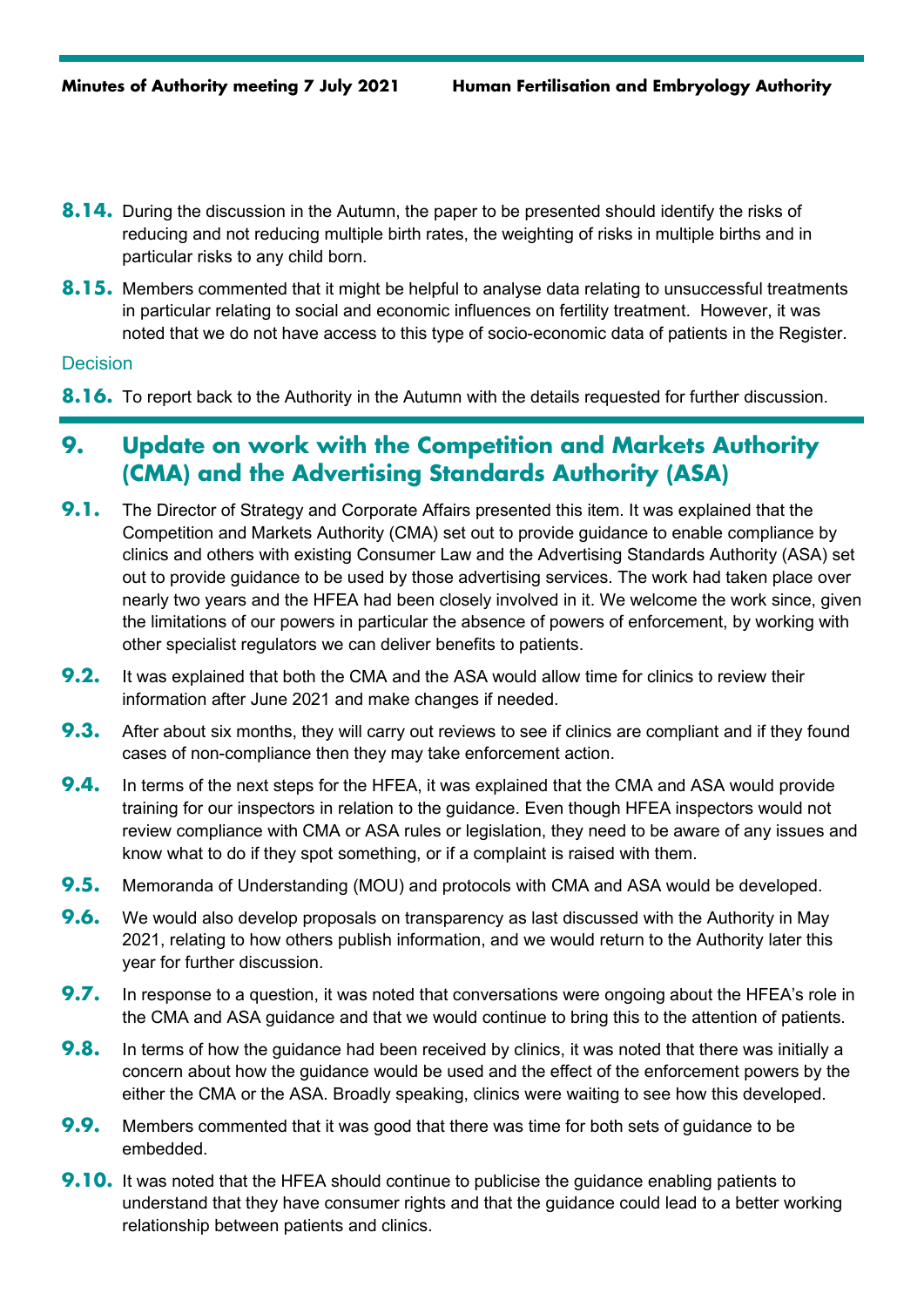**8.14.** During the discussion in the Autumn, the paper to be presented should identify the risks of reducing and not reducing multiple birth rates, the weighting of risks in multiple births and in particular risks to any child born.

**8.15.** Members commented that it might be helpful to analyse data relating to unsuccessful treatments in particular relating to social and economic influences on fertility treatment. However, it was noted that we do not have access to this type of socio-economic data of patients in the Register.

### Decision

**8.16.** To report back to the Authority in the Autumn with the details requested for further discussion.

## 9. Update on work with the Competition and Markets Authority (CMA) and the Advertising Standards Authority (ASA)

**9.1.** The Director of Strategy and Corporate Affairs presented this item. It was explained that the Competition and Markets Authority (CMA) set out to provide guidance to enable compliance by clinics and others with existing Consumer Law and the Advertising Standards Authority (ASA) set out to provide guidance to be used by those advertising services. The work had taken place over nearly two years and the HFEA had been closely involved in it. We welcome the work since, given the limitations of our powers in particular the absence of powers of enforcement, by working with other specialist regulators we can deliver benefits to patients.

**9.2.** It was explained that both the CMA and the ASA would allow time for clinics to review their information after June 2021 and make changes if needed.

**9.3.** After about six months, they will carry out reviews to see if clinics are compliant and if they found cases of non-compliance then they may take enforcement action.

**9.4.** In terms of the next steps for the HFEA, it was explained that the CMA and ASA would provide training for our inspectors in relation to the guidance. Even though HFEA inspectors would not review compliance with CMA or ASA rules or legislation, they need to be aware of any issues and know what to do if they spot something, or if a complaint is raised with them.

**9.5.** Memoranda of Understanding (MOU) and protocols with CMA and ASA would be developed.

**9.6.** We would also develop proposals on transparency as last discussed with the Authority in May 2021, relating to how others publish information, and we would return to the Authority later this year for further discussion.

**9.7.** In response to a question, it was noted that conversations were ongoing about the HFEA's role in the CMA and ASA guidance and that we would continue to bring this to the attention of patients.

**9.8.** In terms of how the guidance had been received by clinics, it was noted that there was initially a concern about how the guidance would be used and the effect of the enforcement powers by the either the CMA or the ASA. Broadly speaking, clinics were waiting to see how this developed.

**9.9.** Members commented that it was good that there was time for both sets of guidance to be embedded.

**9.10.** It was noted that the HFEA should continue to publicise the guidance enabling patients to understand that they have consumer rights and that the guidance could lead to a better working relationship between patients and clinics.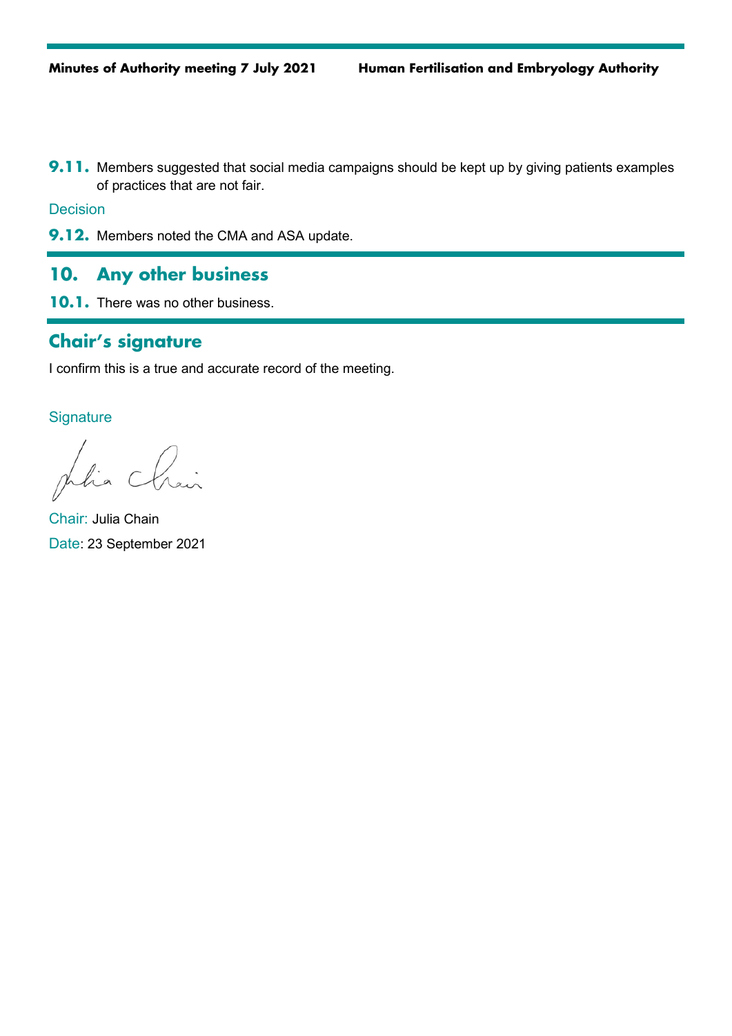**9.11.** Members suggested that social media campaigns should be kept up by giving patients examples of practices that are not fair.

### Decision

**9.12.** Members noted the CMA and ASA update.

## 10. Any other business

**10.1.** There was no other business.

## Chair's signature

I confirm this is a true and accurate record of the meeting.

### Signature

Chair: Julia Chain

Date: 23 September 2021